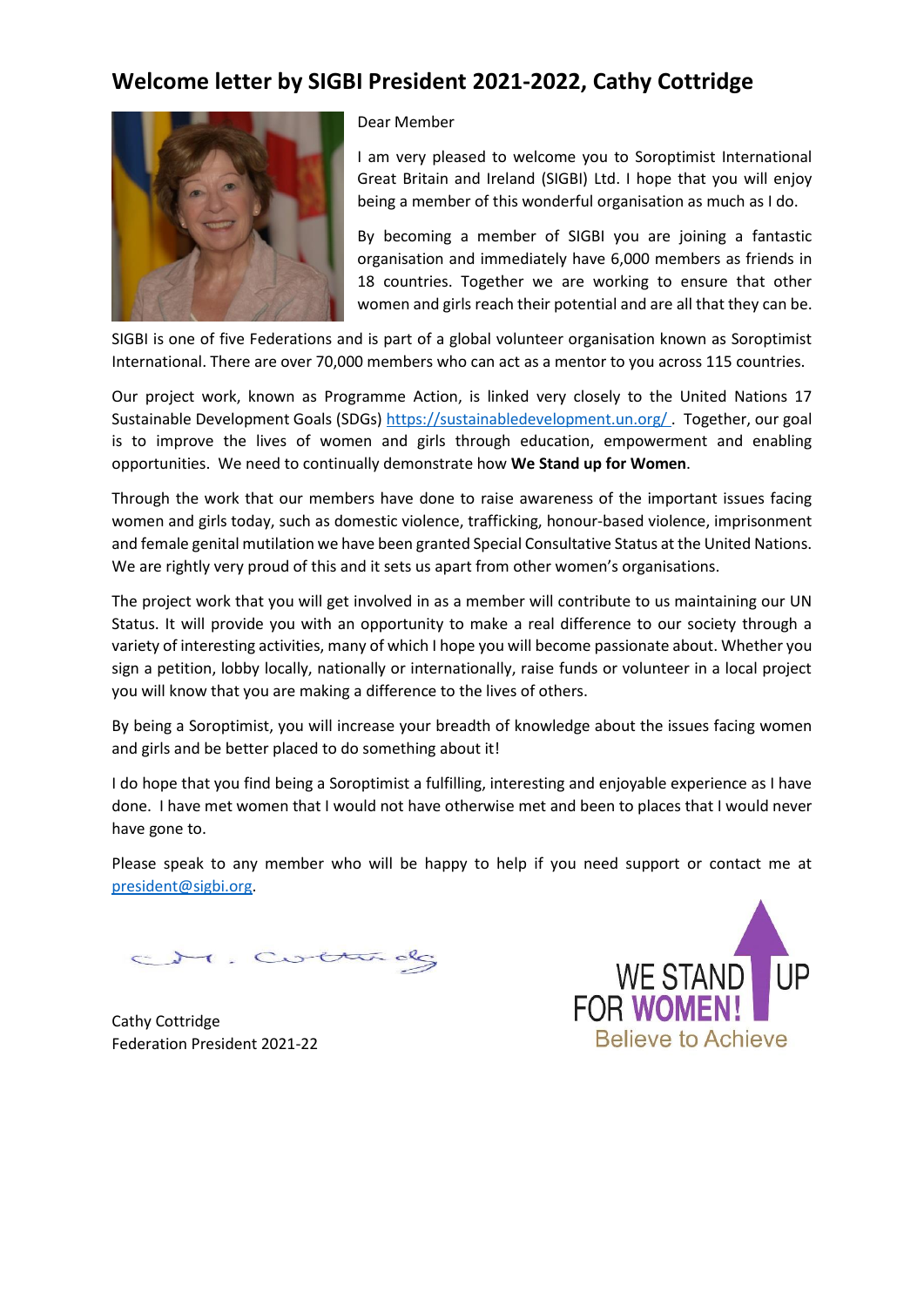# Welcome letter by SIGBI President 2021-2022, Cathy Cottridge

Dear Member

I am very pleased to welcome you to Soroptimist International Great Britain and Ireland (SIGBI) Ltd. I hope that you will enjoy being a member of this wonderful organisation as much as I do.

By becoming a member of SIGBI you are joining a fantastic organisation and immediately have 6,000 members as friends in 18 countries. Together we are working to ensure that other women and girls reach their potential and are all that they can be.

SIGBI is one of five Federations and is part of a global volunteer organisation known as Soroptimist International. There are over 70,000 members who can act as a mentor to you across 115 countries.

Our project work, known as Programme Action, is linked very closely to the United Nations 17 Sustainable Development Goals (SDGs) https://sustainabledevelopment.un.org/ . Together, our goal is to improve the lives of women and girls through education, empowerment and enabling opportunities. We need to continually demonstrate how **We Stand up for Women**.

Through the work that our members have done to raise awareness of the important issues facing women and girls today, such as domestic violence, trafficking, honour-based violence, imprisonment and female genital mutilation we have been granted Special Consultative Status at the United Nations. We are rightly very proud of this and it sets us apart from other women's organisations.

The project work that you will get involved in as a member will contribute to us maintaining our UN Status. It will provide you with an opportunity to make a real difference to our society through a variety of interesting activities, many of which I hope you will become passionate about. Whether you sign a petition, lobby locally, nationally or internationally, raise funds or volunteer in a local project you will know that you are making a difference to the lives of others.

By being a Soroptimist, you will increase your breadth of knowledge about the issues facing women and girls and be better placed to do something about it!

I do hope that you find being a Soroptimist a fulfilling, interesting and enjoyable experience as I have done. I have met women that I would not have otherwise met and been to places that I would never have gone to.

Please speak to any member who will be happy to help if you need support or contact me at president@sigbi.org.

Cathy Cottridge
Federation President 2021-22

WE STAND UP FOR WOMEN!
Believe to Achieve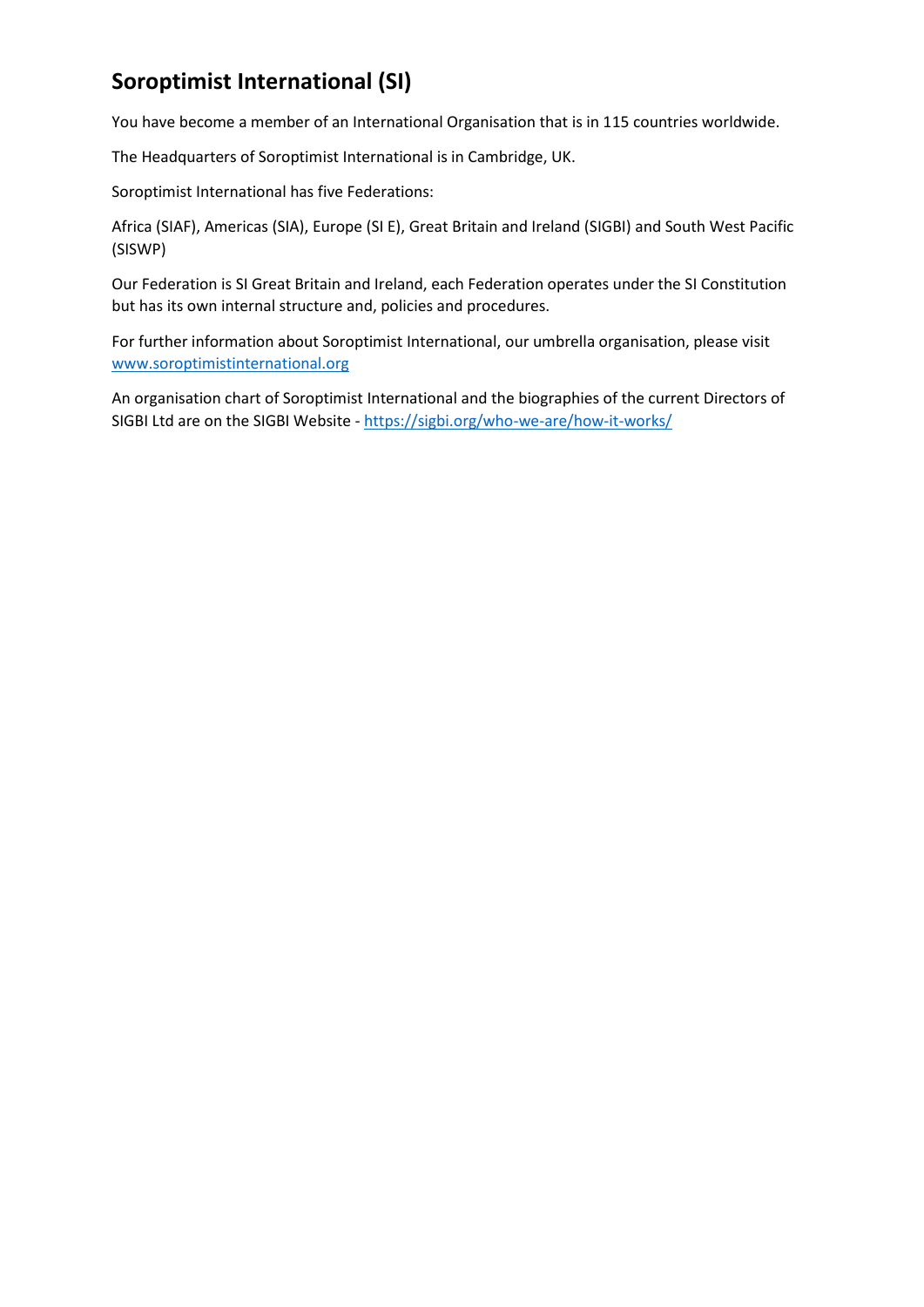## Soroptimist International (SI)

You have become a member of an International Organisation that is in 115 countries worldwide.

The Headquarters of Soroptimist International is in Cambridge, UK.

Soroptimist International has five Federations:

Africa (SIAF), Americas (SIA), Europe (SI E), Great Britain and Ireland (SIGBI) and South West Pacific (SISWP)

Our Federation is SI Great Britain and Ireland, each Federation operates under the SI Constitution but has its own internal structure and, policies and procedures.

For further information about Soroptimist International, our umbrella organisation, please visit [www.soroptimistinternational.org](http://www.soroptimistinternational.org)

An organisation chart of Soroptimist International and the biographies of the current Directors of SIGBI Ltd are on the SIGBI Website - [https://sigbi.org/who-we-are/how-it-works/](https://sigbi.org/who-we-are/how-it-works/)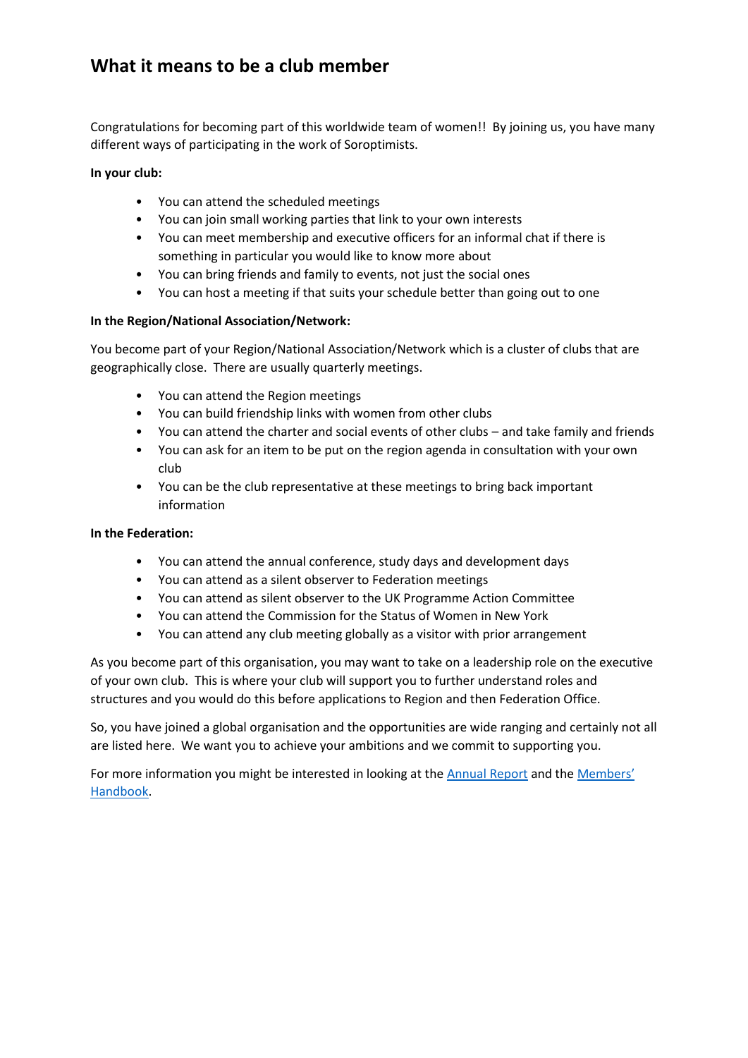## What it means to be a club member

Congratulations for becoming part of this worldwide team of women!! By joining us, you have many different ways of participating in the work of Soroptimists.

**In your club:**

- You can attend the scheduled meetings
- You can join small working parties that link to your own interests
- You can meet membership and executive officers for an informal chat if there is something in particular you would like to know more about
- You can bring friends and family to events, not just the social ones
- You can host a meeting if that suits your schedule better than going out to one

**In the Region/National Association/Network:**

You become part of your Region/National Association/Network which is a cluster of clubs that are geographically close. There are usually quarterly meetings.

- You can attend the Region meetings
- You can build friendship links with women from other clubs
- You can attend the charter and social events of other clubs – and take family and friends
- You can ask for an item to be put on the region agenda in consultation with your own club
- You can be the club representative at these meetings to bring back important information

**In the Federation:**

- You can attend the annual conference, study days and development days
- You can attend as a silent observer to Federation meetings
- You can attend as silent observer to the UK Programme Action Committee
- You can attend the Commission for the Status of Women in New York
- You can attend any club meeting globally as a visitor with prior arrangement

As you become part of this organisation, you may want to take on a leadership role on the executive of your own club. This is where your club will support you to further understand roles and structures and you would do this before applications to Region and then Federation Office.

So, you have joined a global organisation and the opportunities are wide ranging and certainly not all are listed here. We want you to achieve your ambitions and we commit to supporting you.

For more information you might be interested in looking at the Annual Report and the Members' Handbook.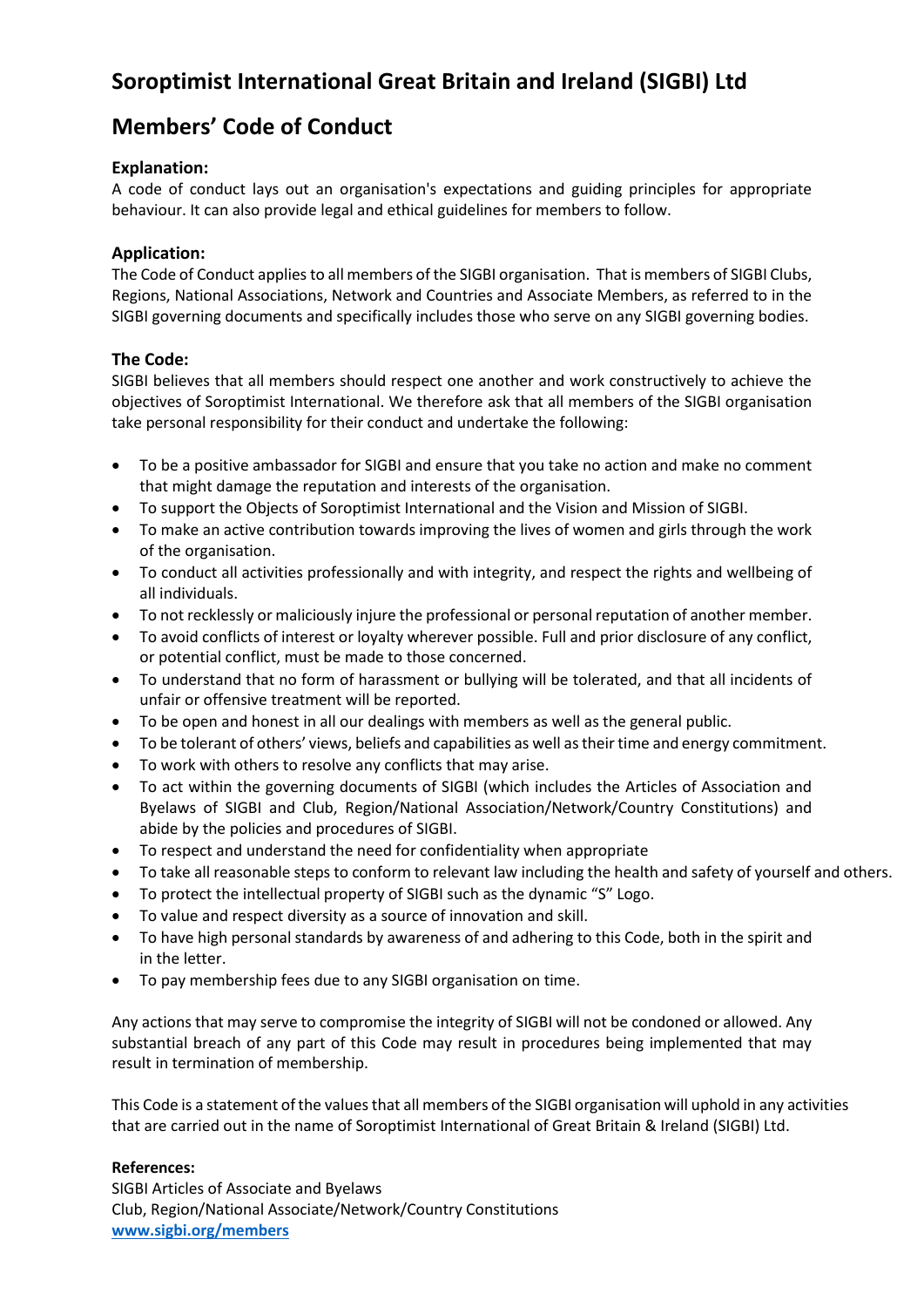# Soroptimist International Great Britain and Ireland (SIGBI) Ltd

# Members' Code of Conduct

### Explanation:

A code of conduct lays out an organisation's expectations and guiding principles for appropriate behaviour. It can also provide legal and ethical guidelines for members to follow.

### Application:

The Code of Conduct applies to all members of the SIGBI organisation. That is members of SIGBI Clubs, Regions, National Associations, Network and Countries and Associate Members, as referred to in the SIGBI governing documents and specifically includes those who serve on any SIGBI governing bodies.

### The Code:

SIGBI believes that all members should respect one another and work constructively to achieve the objectives of Soroptimist International. We therefore ask that all members of the SIGBI organisation take personal responsibility for their conduct and undertake the following:

- To be a positive ambassador for SIGBI and ensure that you take no action and make no comment that might damage the reputation and interests of the organisation.
- To support the Objects of Soroptimist International and the Vision and Mission of SIGBI.
- To make an active contribution towards improving the lives of women and girls through the work of the organisation.
- To conduct all activities professionally and with integrity, and respect the rights and wellbeing of all individuals.
- To not recklessly or maliciously injure the professional or personal reputation of another member.
- To avoid conflicts of interest or loyalty wherever possible. Full and prior disclosure of any conflict, or potential conflict, must be made to those concerned.
- To understand that no form of harassment or bullying will be tolerated, and that all incidents of unfair or offensive treatment will be reported.
- To be open and honest in all our dealings with members as well as the general public.
- To be tolerant of others' views, beliefs and capabilities as well as their time and energy commitment.
- To work with others to resolve any conflicts that may arise.
- To act within the governing documents of SIGBI (which includes the Articles of Association and Byelaws of SIGBI and Club, Region/National Association/Network/Country Constitutions) and abide by the policies and procedures of SIGBI.
- To respect and understand the need for confidentiality when appropriate
- To take all reasonable steps to conform to relevant law including the health and safety of yourself and others.
- To protect the intellectual property of SIGBI such as the dynamic "S" Logo.
- To value and respect diversity as a source of innovation and skill.
- To have high personal standards by awareness of and adhering to this Code, both in the spirit and in the letter.
- To pay membership fees due to any SIGBI organisation on time.

Any actions that may serve to compromise the integrity of SIGBI will not be condoned or allowed. Any substantial breach of any part of this Code may result in procedures being implemented that may result in termination of membership.

This Code is a statement of the values that all members of the SIGBI organisation will uphold in any activities that are carried out in the name of Soroptimist International of Great Britain & Ireland (SIGBI) Ltd.

**References:**

SIGBI Articles of Associate and Byelaws
Club, Region/National Associate/Network/Country Constitutions
**www.sigbi.org/members**